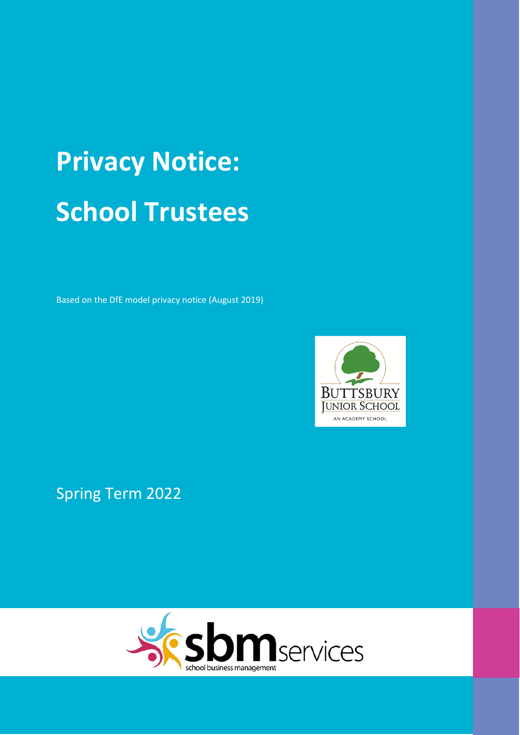# Privacy Notice: School Trustees

Based on the DfE model privacy notice (August 2019)

BUTTSBURY JUNIOR SCHOOL

AN ACADEMY SCHOOL

Spring Term 2022

sbm services

school business management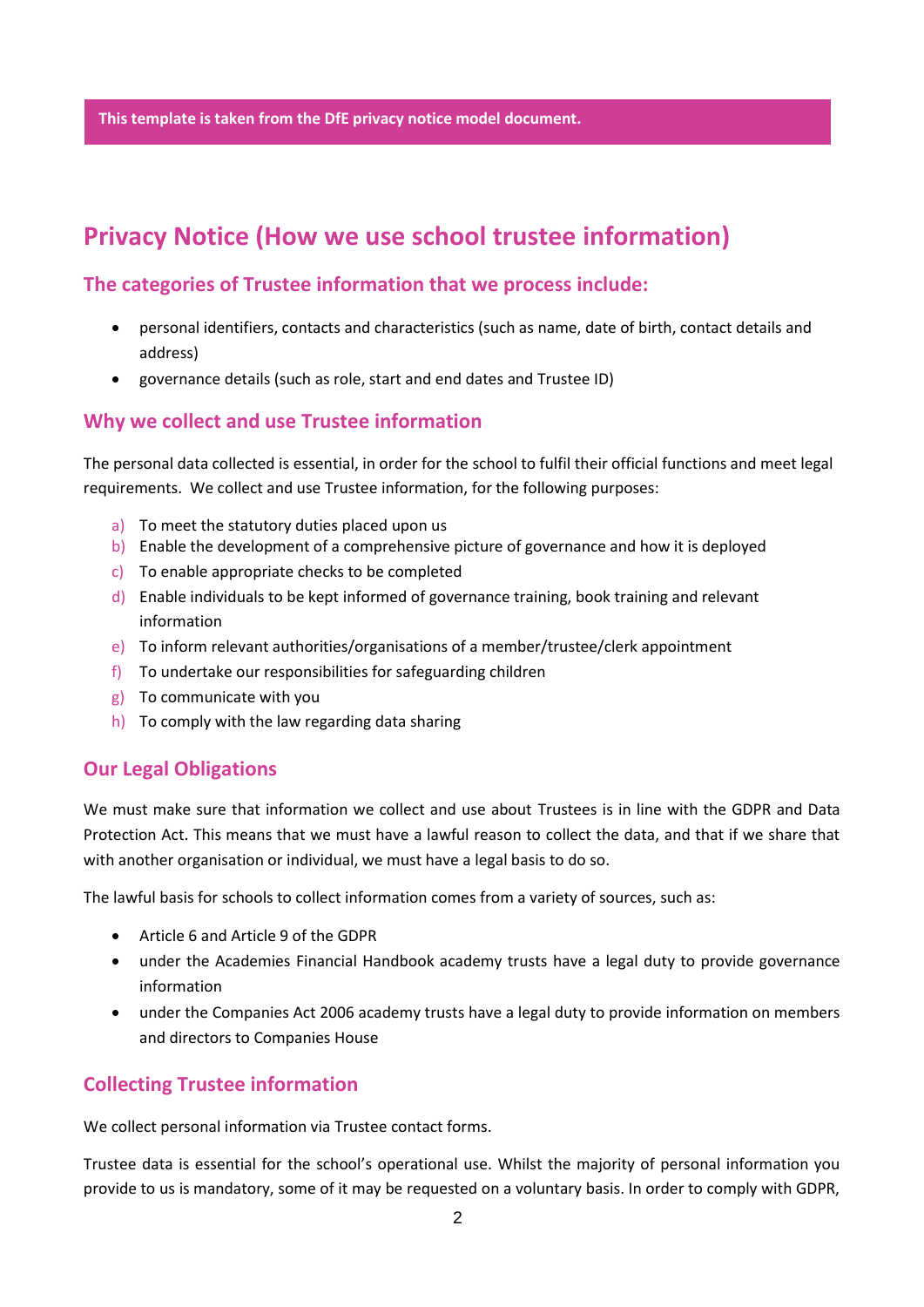**This template is taken from the DfE privacy notice model document.**

# Privacy Notice (How we use school trustee information)

## The categories of Trustee information that we process include:

- personal identifiers, contacts and characteristics (such as name, date of birth, contact details and address)
- governance details (such as role, start and end dates and Trustee ID)

## Why we collect and use Trustee information

The personal data collected is essential, in order for the school to fulfil their official functions and meet legal requirements. We collect and use Trustee information, for the following purposes:

a) To meet the statutory duties placed upon us
b) Enable the development of a comprehensive picture of governance and how it is deployed
c) To enable appropriate checks to be completed
d) Enable individuals to be kept informed of governance training, book training and relevant information
e) To inform relevant authorities/organisations of a member/trustee/clerk appointment
f) To undertake our responsibilities for safeguarding children
g) To communicate with you
h) To comply with the law regarding data sharing

## Our Legal Obligations

We must make sure that information we collect and use about Trustees is in line with the GDPR and Data Protection Act. This means that we must have a lawful reason to collect the data, and that if we share that with another organisation or individual, we must have a legal basis to do so.

The lawful basis for schools to collect information comes from a variety of sources, such as:

- Article 6 and Article 9 of the GDPR
- under the Academies Financial Handbook academy trusts have a legal duty to provide governance information
- under the Companies Act 2006 academy trusts have a legal duty to provide information on members and directors to Companies House

## Collecting Trustee information

We collect personal information via Trustee contact forms.

Trustee data is essential for the school's operational use. Whilst the majority of personal information you provide to us is mandatory, some of it may be requested on a voluntary basis. In order to comply with GDPR,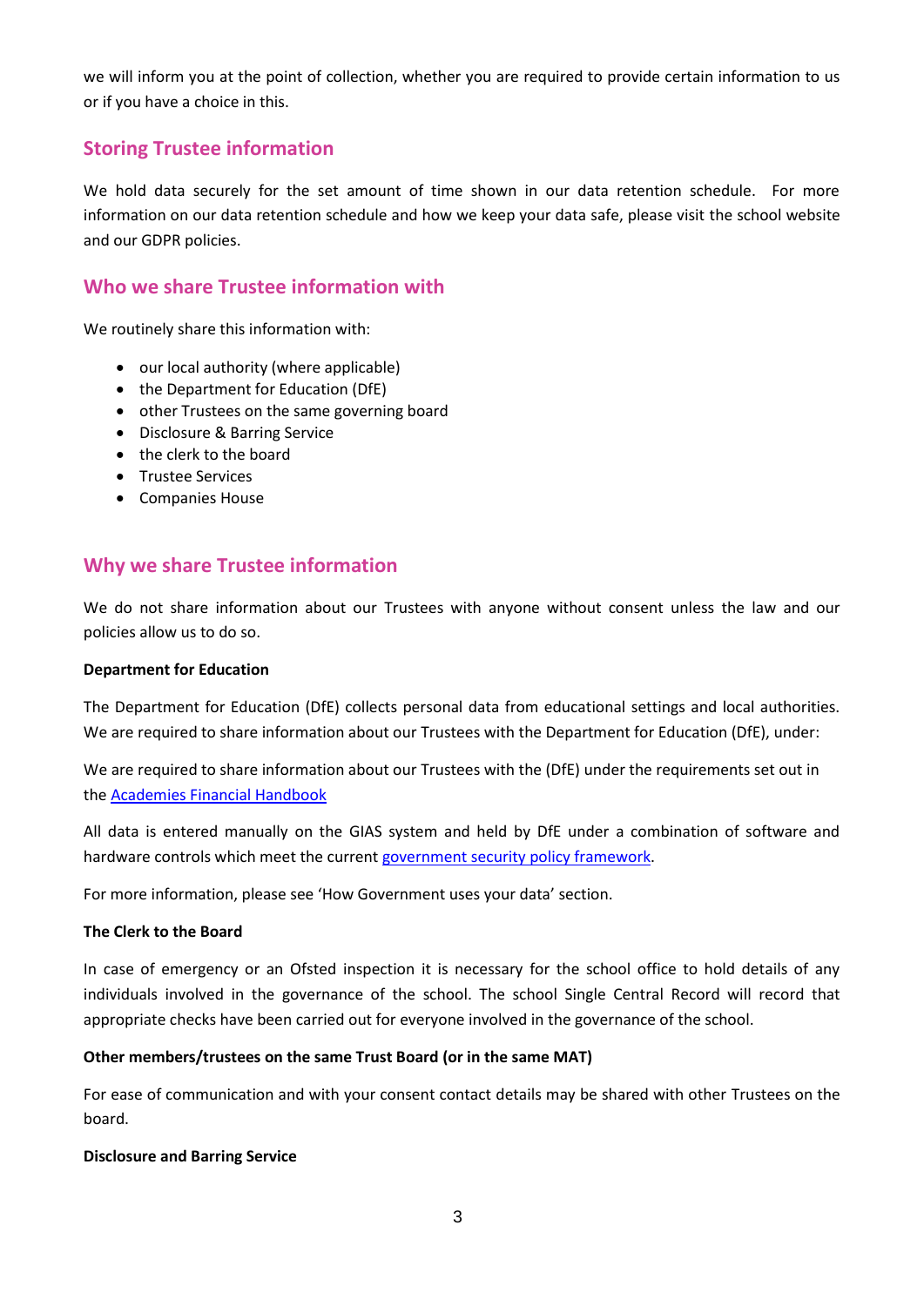we will inform you at the point of collection, whether you are required to provide certain information to us or if you have a choice in this.

## Storing Trustee information

We hold data securely for the set amount of time shown in our data retention schedule. For more information on our data retention schedule and how we keep your data safe, please visit the school website and our GDPR policies.

## Who we share Trustee information with

We routinely share this information with:

- our local authority (where applicable)
- the Department for Education (DfE)
- other Trustees on the same governing board
- Disclosure & Barring Service
- the clerk to the board
- Trustee Services
- Companies House

## Why we share Trustee information

We do not share information about our Trustees with anyone without consent unless the law and our policies allow us to do so.

**Department for Education**

The Department for Education (DfE) collects personal data from educational settings and local authorities. We are required to share information about our Trustees with the Department for Education (DfE), under:

We are required to share information about our Trustees with the (DfE) under the requirements set out in the [Academies Financial Handbook]()

All data is entered manually on the GIAS system and held by DfE under a combination of software and hardware controls which meet the current [government security policy framework]().

For more information, please see 'How Government uses your data' section.

**The Clerk to the Board**

In case of emergency or an Ofsted inspection it is necessary for the school office to hold details of any individuals involved in the governance of the school. The school Single Central Record will record that appropriate checks have been carried out for everyone involved in the governance of the school.

**Other members/trustees on the same Trust Board (or in the same MAT)**

For ease of communication and with your consent contact details may be shared with other Trustees on the board.

**Disclosure and Barring Service**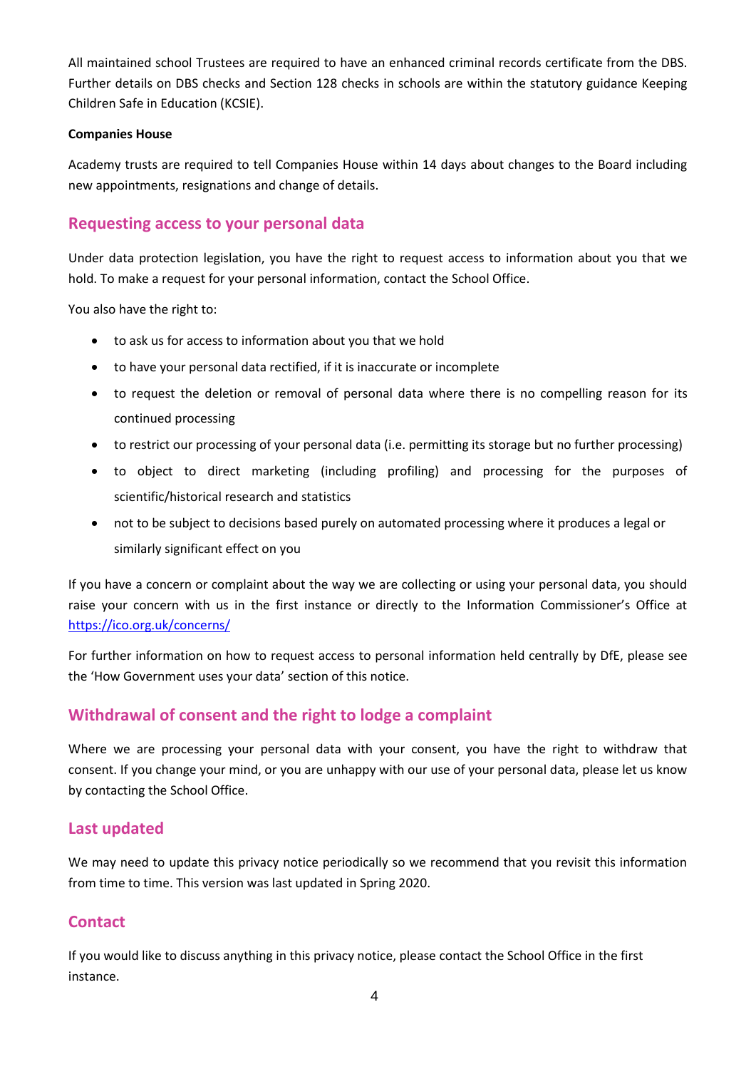All maintained school Trustees are required to have an enhanced criminal records certificate from the DBS. Further details on DBS checks and Section 128 checks in schools are within the statutory guidance Keeping Children Safe in Education (KCSIE).

**Companies House**

Academy trusts are required to tell Companies House within 14 days about changes to the Board including new appointments, resignations and change of details.

## Requesting access to your personal data

Under data protection legislation, you have the right to request access to information about you that we hold. To make a request for your personal information, contact the School Office.

You also have the right to:

- to ask us for access to information about you that we hold
- to have your personal data rectified, if it is inaccurate or incomplete
- to request the deletion or removal of personal data where there is no compelling reason for its continued processing
- to restrict our processing of your personal data (i.e. permitting its storage but no further processing)
- to object to direct marketing (including profiling) and processing for the purposes of scientific/historical research and statistics
- not to be subject to decisions based purely on automated processing where it produces a legal or similarly significant effect on you

If you have a concern or complaint about the way we are collecting or using your personal data, you should raise your concern with us in the first instance or directly to the Information Commissioner's Office at https://ico.org.uk/concerns/

For further information on how to request access to personal information held centrally by DfE, please see the 'How Government uses your data' section of this notice.

## Withdrawal of consent and the right to lodge a complaint

Where we are processing your personal data with your consent, you have the right to withdraw that consent. If you change your mind, or you are unhappy with our use of your personal data, please let us know by contacting the School Office.

## Last updated

We may need to update this privacy notice periodically so we recommend that you revisit this information from time to time. This version was last updated in Spring 2020.

## Contact

If you would like to discuss anything in this privacy notice, please contact the School Office in the first instance.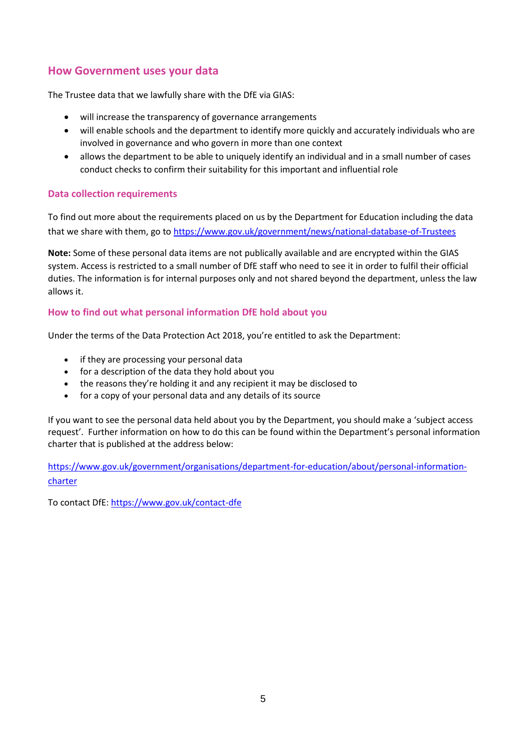## How Government uses your data

The Trustee data that we lawfully share with the DfE via GIAS:

- will increase the transparency of governance arrangements
- will enable schools and the department to identify more quickly and accurately individuals who are involved in governance and who govern in more than one context
- allows the department to be able to uniquely identify an individual and in a small number of cases conduct checks to confirm their suitability for this important and influential role

### Data collection requirements

To find out more about the requirements placed on us by the Department for Education including the data that we share with them, go to [https://www.gov.uk/government/news/national-database-of-Trustees](https://www.gov.uk/government/news/national-database-of-Trustees)

**Note:** Some of these personal data items are not publically available and are encrypted within the GIAS system. Access is restricted to a small number of DfE staff who need to see it in order to fulfil their official duties. The information is for internal purposes only and not shared beyond the department, unless the law allows it.

### How to find out what personal information DfE hold about you

Under the terms of the Data Protection Act 2018, you're entitled to ask the Department:

- if they are processing your personal data
- for a description of the data they hold about you
- the reasons they're holding it and any recipient it may be disclosed to
- for a copy of your personal data and any details of its source

If you want to see the personal data held about you by the Department, you should make a 'subject access request'. Further information on how to do this can be found within the Department's personal information charter that is published at the address below:

[https://www.gov.uk/government/organisations/department-for-education/about/personal-information-charter](https://www.gov.uk/government/organisations/department-for-education/about/personal-information-charter)

To contact DfE: [https://www.gov.uk/contact-dfe](https://www.gov.uk/contact-dfe)